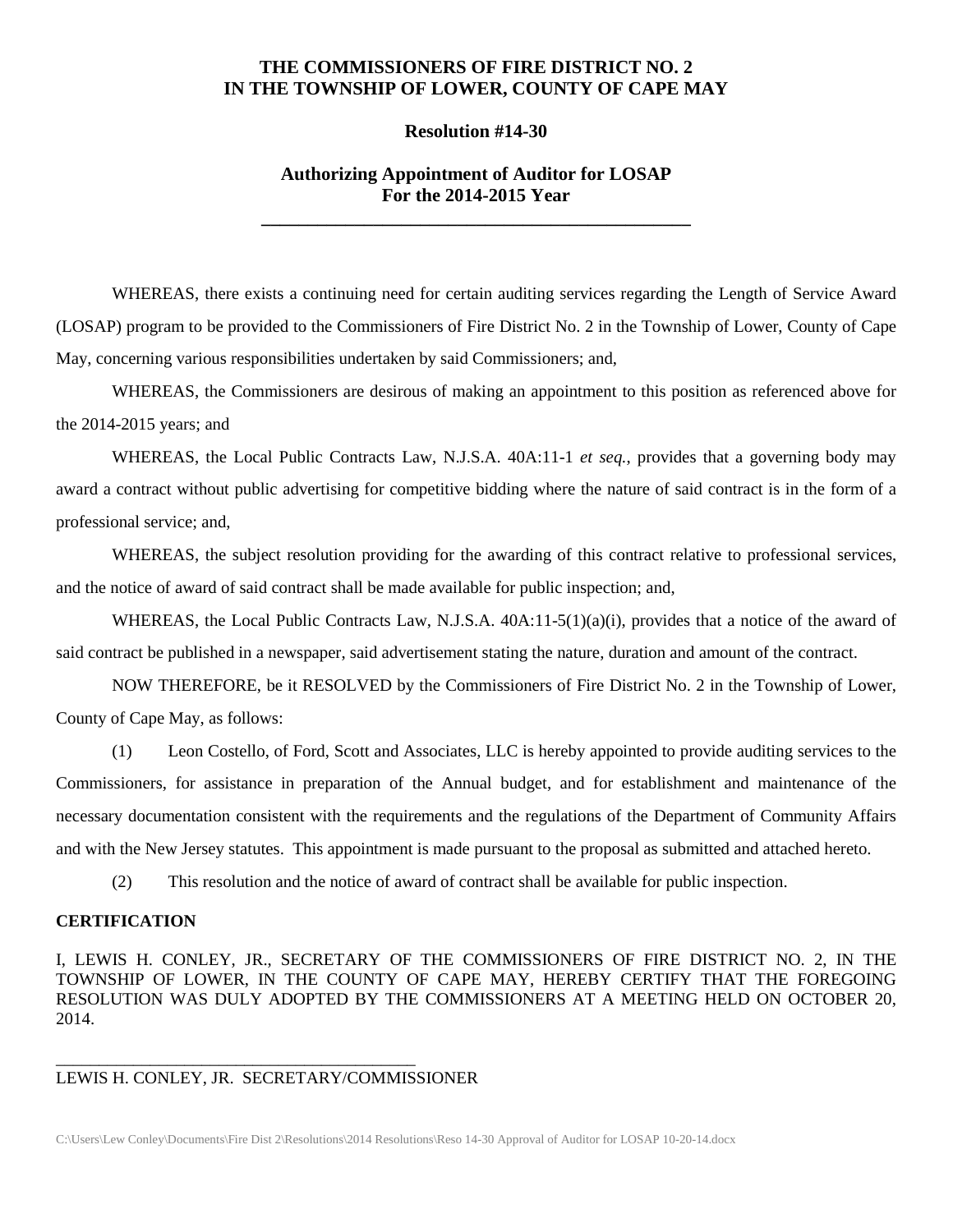# THE COMMISSIONERS OF FIRE DISTRICT NO. 2 IN THE TOWNSHIP OF LOWER, COUNTY OF CAPE MAY

## Resolution #14-30

## Authorizing Appointment of Auditor for LOSAP For the 2014-2015 Year

---

WHEREAS, there exists a continuing need for certain auditing services regarding the Length of Service Award (LOSAP) program to be provided to the Commissioners of Fire District No. 2 in the Township of Lower, County of Cape May, concerning various responsibilities undertaken by said Commissioners; and,

WHEREAS, the Commissioners are desirous of making an appointment to this position as referenced above for the 2014-2015 years; and

WHEREAS, the Local Public Contracts Law, N.J.S.A. 40A:11-1 *et seq.*, provides that a governing body may award a contract without public advertising for competitive bidding where the nature of said contract is in the form of a professional service; and,

WHEREAS, the subject resolution providing for the awarding of this contract relative to professional services, and the notice of award of said contract shall be made available for public inspection; and,

WHEREAS, the Local Public Contracts Law, N.J.S.A. 40A:11-5(1)(a)(i), provides that a notice of the award of said contract be published in a newspaper, said advertisement stating the nature, duration and amount of the contract.

NOW THEREFORE, be it RESOLVED by the Commissioners of Fire District No. 2 in the Township of Lower, County of Cape May, as follows:

(1) Leon Costello, of Ford, Scott and Associates, LLC is hereby appointed to provide auditing services to the Commissioners, for assistance in preparation of the Annual budget, and for establishment and maintenance of the necessary documentation consistent with the requirements and the regulations of the Department of Community Affairs and with the New Jersey statutes. This appointment is made pursuant to the proposal as submitted and attached hereto.

(2) This resolution and the notice of award of contract shall be available for public inspection.

**CERTIFICATION**

I, LEWIS H. CONLEY, JR., SECRETARY OF THE COMMISSIONERS OF FIRE DISTRICT NO. 2, IN THE TOWNSHIP OF LOWER, IN THE COUNTY OF CAPE MAY, HEREBY CERTIFY THAT THE FOREGOING RESOLUTION WAS DULY ADOPTED BY THE COMMISSIONERS AT A MEETING HELD ON OCTOBER 20, 2014.

\_\_\_\_\_\_\_\_\_\_\_\_\_\_\_\_\_\_\_\_\_\_\_\_\_\_\_\_\_\_\_\_\_\_\_\_\_\_\_\_\_\_\_\_

LEWIS H. CONLEY, JR. SECRETARY/COMMISSIONER

C:\Users\Lew Conley\Documents\Fire Dist 2\Resolutions\2014 Resolutions\Reso 14-30 Approval of Auditor for LOSAP 10-20-14.docx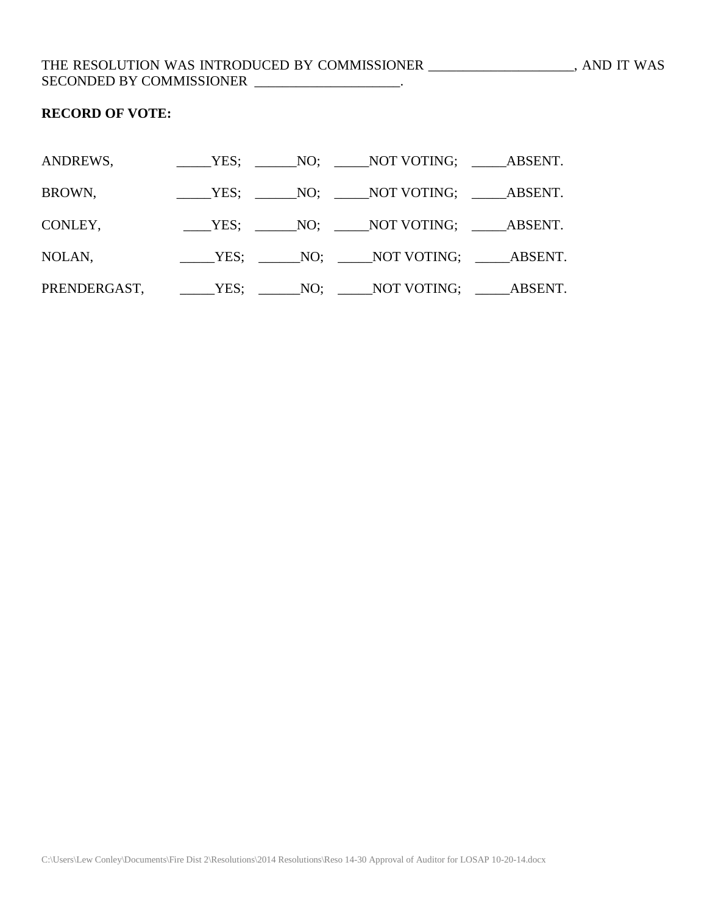THE RESOLUTION WAS INTRODUCED BY COMMISSIONER _____________________, AND IT WAS SECONDED BY COMMISSIONER _____________________.

**RECORD OF VOTE:**

ANDREWS, _____YES; ______NO; _____NOT VOTING; _____ABSENT.

BROWN, _____YES; ______NO; _____NOT VOTING; _____ABSENT.

CONLEY, ____YES; ______NO; _____NOT VOTING; _____ABSENT.

NOLAN, _____YES; ______NO; _____NOT VOTING; _____ABSENT.

PRENDERGAST, _____YES; ______NO; _____NOT VOTING; _____ABSENT.

C:\Users\Lew Conley\Documents\Fire Dist 2\Resolutions\2014 Resolutions\Reso 14-30 Approval of Auditor for LOSAP 10-20-14.docx